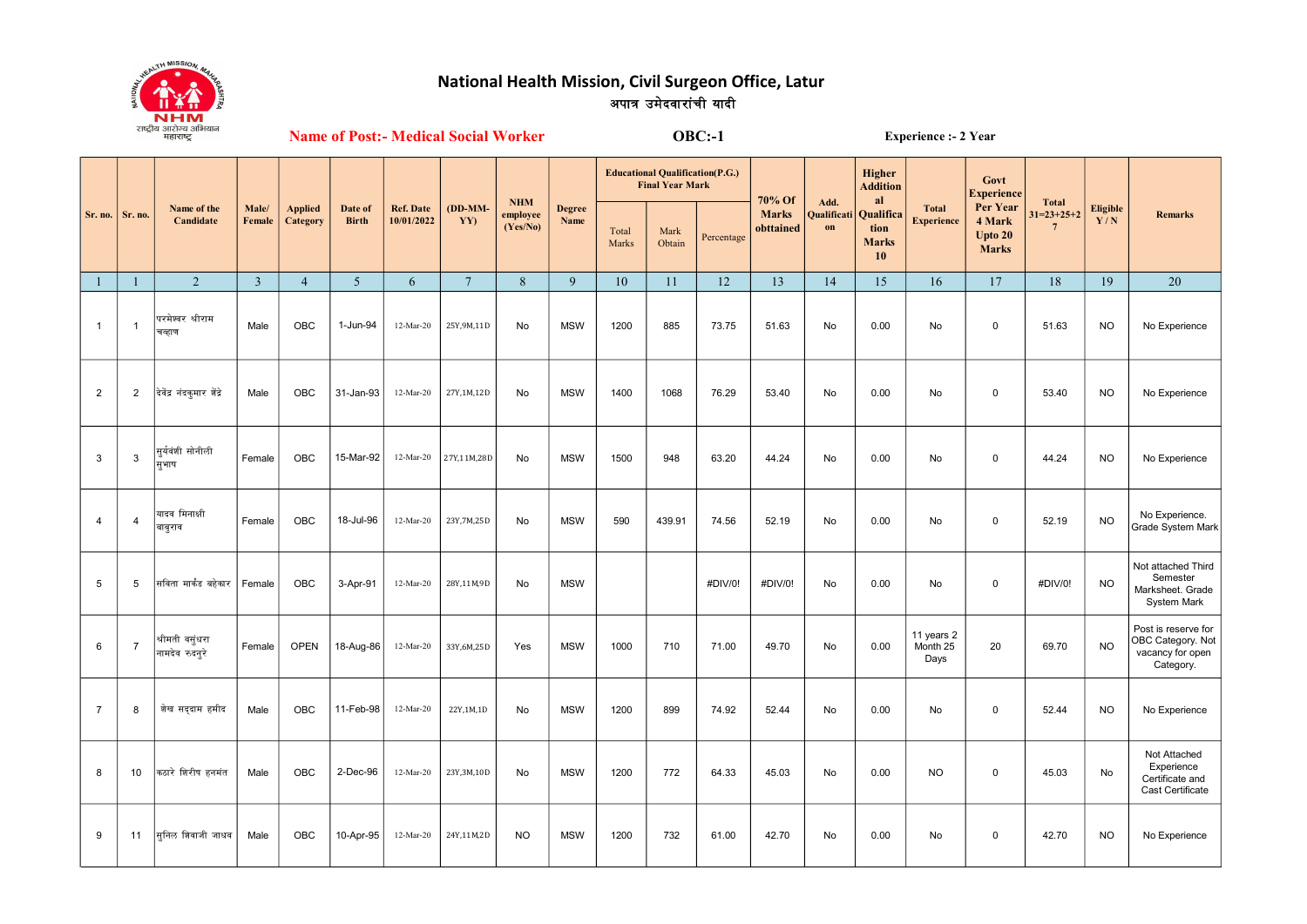# National Health Mission, Civil Surgeon Office, Latur

अपात्र उमेदवारांची यादी

**Name of Post:- Medical Social Worker** **OBC:-1** **Experience :- 2 Year**

| Sr. no. | Sr. no. | Name of the Candidate | Male/ Female | Applied Category | Date of Birth | Ref. Date 10/01/2022 | (DD-MM-YY) | NHM employee (Yes/No) | Degree Name | Educational Qualification(P.G.) Final Year Mark | | | 70% Of Marks obttained | Add. Qualification | Higher Additional Qualification Marks 10 | Total Experience | Govt Experience Per Year 4 Mark Upto 20 Marks | Total 31=23+25+27 | Eligible Y / N | Remarks |
|---|---|---|---|---|---|---|---|---|---|---|---|---|---|---|---|---|---|---|---|---|
| | | | | | | | | | | Total Marks | Mark Obtain | Percentage | | | | | | | | |
| 1 | 1 | 2 | 3 | 4 | 5 | 6 | 7 | 8 | 9 | 10 | 11 | 12 | 13 | 14 | 15 | 16 | 17 | 18 | 19 | 20 |
| 1 | 1 | परमेश्वर श्रीराम चव्हाण | Male | OBC | 1-Jun-94 | 12-Mar-20 | 25Y,9M,11D | No | MSW | 1200 | 885 | 73.75 | 51.63 | No | 0.00 | No | 0 | 51.63 | NO | No Experience |
| 2 | 2 | देवेंद्र नंदकुमार शेंद्रे | Male | OBC | 31-Jan-93 | 12-Mar-20 | 27Y,1M,12D | No | MSW | 1400 | 1068 | 76.29 | 53.40 | No | 0.00 | No | 0 | 53.40 | NO | No Experience |
| 3 | 3 | सुर्यवंशी सोनीली सुभाष | Female | OBC | 15-Mar-92 | 12-Mar-20 | 27Y,11M,28D | No | MSW | 1500 | 948 | 63.20 | 44.24 | No | 0.00 | No | 0 | 44.24 | NO | No Experience |
| 4 | 4 | यादव मिनाक्षी बाबुराव | Female | OBC | 18-Jul-96 | 12-Mar-20 | 23Y,7M,25D | No | MSW | 590 | 439.91 | 74.56 | 52.19 | No | 0.00 | No | 0 | 52.19 | NO | No Experience. Grade System Mark |
| 5 | 5 | सविता मार्कंड बहेकार | Female | OBC | 3-Apr-91 | 12-Mar-20 | 28Y,11M,9D | No | MSW | | | #DIV/0! | #DIV/0! | No | 0.00 | No | 0 | #DIV/0! | NO | Not attached Third Semester Marksheet. Grade System Mark |
| 6 | 7 | श्रीमती वसुंधरा नामदेव रुदनुरे | Female | OPEN | 18-Aug-86 | 12-Mar-20 | 33Y,6M,25D | Yes | MSW | 1000 | 710 | 71.00 | 49.70 | No | 0.00 | 11 years 2 Month 25 Days | 20 | 69.70 | NO | Post is reserve for OBC Category. Not vacancy for open Category. |
| 7 | 8 | शेख सद्दाम हमीद | Male | OBC | 11-Feb-98 | 12-Mar-20 | 22Y,1M,1D | No | MSW | 1200 | 899 | 74.92 | 52.44 | No | 0.00 | No | 0 | 52.44 | NO | No Experience |
| 8 | 10 | कठारे शिरीष हनमंत | Male | OBC | 2-Dec-96 | 12-Mar-20 | 23Y,3M,10D | No | MSW | 1200 | 772 | 64.33 | 45.03 | No | 0.00 | NO | 0 | 45.03 | No | Not Attached Experience Certificate and Cast Certificate |
| 9 | 11 | सुनिल शिवाजी जाधव | Male | OBC | 10-Apr-95 | 12-Mar-20 | 24Y,11M,2D | NO | MSW | 1200 | 732 | 61.00 | 42.70 | No | 0.00 | No | 0 | 42.70 | NO | No Experience |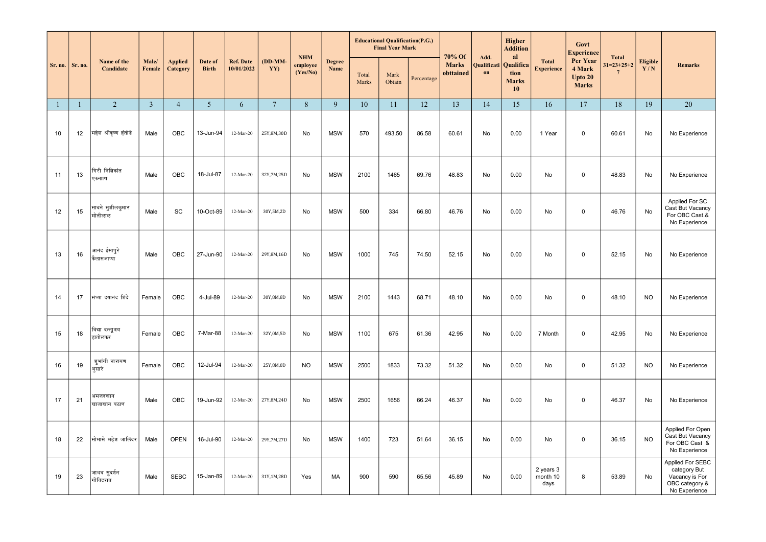| Sr. no. | Sr. no. | Name of the Candidate | Male/ Female | Applied Category | Date of Birth | Ref. Date 10/01/2022 | (DD-MM-YY) | NHM employee (Yes/No) | Degree Name | Educational Qualification(P.G.) Final Year Mark | | | 70% Of Marks obttained | Add. Qualification | Higher Additional Qualification Marks 10 | Total Experience | Govt Experience Per Year 4 Mark Upto 20 Marks | Total 31=23+25+27 | Eligible Y / N | Remarks |
|---|---|---|---|---|---|---|---|---|---|---|---|---|---|---|---|---|---|---|---|---|
| | | | | | | | | | | Total Marks | Mark Obtain | Percentage | | | | | | | | |
| 1 | 1 | 2 | 3 | 4 | 5 | 6 | 7 | 8 | 9 | 10 | 11 | 12 | 13 | 14 | 15 | 16 | 17 | 18 | 19 | 20 |
| 10 | 12 | महेश श्रीकृष्ण हंतोडे | Male | OBC | 13-Jun-94 | 12-Mar-20 | 25Y,8M,30D | No | MSW | 570 | 493.50 | 86.58 | 60.61 | No | 0.00 | 1 Year | 0 | 60.61 | No | No Experience |
| 11 | 13 | गिरी निशिकांत एकनाथ | Male | OBC | 18-Jul-87 | 12-Mar-20 | 32Y,7M,25D | No | MSW | 2100 | 1465 | 69.76 | 48.83 | No | 0.00 | No | 0 | 48.83 | No | No Experience |
| 12 | 15 | सावने सुशीलकुमार मोतीलाल | Male | SC | 10-Oct-89 | 12-Mar-20 | 30Y,5M,2D | No | MSW | 500 | 334 | 66.80 | 46.76 | No | 0.00 | No | 0 | 46.76 | No | Applied For SC Cast But Vacancy For OBC Cast.& No Experience |
| 13 | 16 | आनंद ईसापुरे कैलासआप्पा | Male | OBC | 27-Jun-90 | 12-Mar-20 | 29Y,8M,16D | No | MSW | 1000 | 745 | 74.50 | 52.15 | No | 0.00 | No | 0 | 52.15 | No | No Experience |
| 14 | 17 | संध्या दयानंद शिंदे | Female | OBC | 4-Jul-89 | 12-Mar-20 | 30Y,8M,8D | No | MSW | 2100 | 1443 | 68.71 | 48.10 | No | 0.00 | No | 0 | 48.10 | NO | No Experience |
| 15 | 18 | विद्या दत्तात्रय हातोलकर | Female | OBC | 7-Mar-88 | 12-Mar-20 | 32Y,0M,5D | No | MSW | 1100 | 675 | 61.36 | 42.95 | No | 0.00 | 7 Month | 0 | 42.95 | No | No Experience |
| 16 | 19 | शुभांगी नारायण भुसारे | Female | OBC | 12-Jul-94 | 12-Mar-20 | 25Y,8M,0D | NO | MSW | 2500 | 1833 | 73.32 | 51.32 | No | 0.00 | No | 0 | 51.32 | NO | No Experience |
| 17 | 21 | अमजदखान खाजाखान पठाण | Male | OBC | 19-Jun-92 | 12-Mar-20 | 27Y,8M,24D | No | MSW | 2500 | 1656 | 66.24 | 46.37 | No | 0.00 | No | 0 | 46.37 | No | No Experience |
| 18 | 22 | सोमासे महेश जालिंदर | Male | OPEN | 16-Jul-90 | 12-Mar-20 | 29Y,7M,27D | No | MSW | 1400 | 723 | 51.64 | 36.15 | No | 0.00 | No | 0 | 36.15 | NO | Applied For Open Cast But Vacancy For OBC Cast & No Experience |
| 19 | 23 | जाधव सुदर्शन गोविंदराव | Male | SEBC | 15-Jan-89 | 12-Mar-20 | 31Y,1M,28D | Yes | MA | 900 | 590 | 65.56 | 45.89 | No | 0.00 | 2 years 3 month 10 days | 8 | 53.89 | No | Applied For SEBC category But Vacancy is For OBC category & No Experience |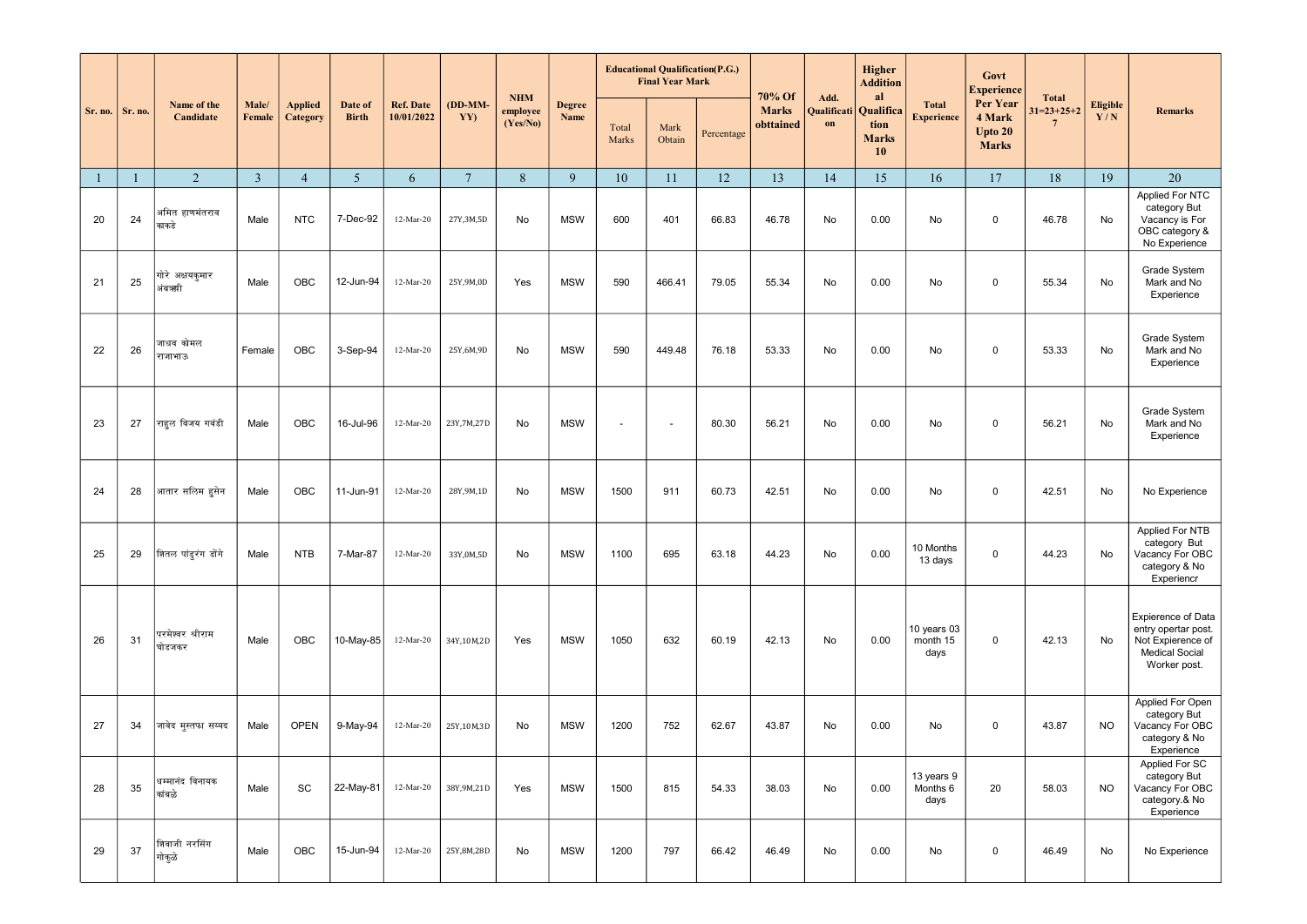| Sr. no. | Sr. no. | Name of the Candidate | Male/ Female | Applied Category | Date of Birth | Ref. Date 10/01/2022 | (DD-MM-YY) | NHM employee (Yes/No) | Degree Name | Educational Qualification(P.G.) Final Year Mark | | | 70% Of Marks obttained | Add. Qualification | Higher Additional Qualification Marks 10 | Total Experience | Govt Experience Per Year 4 Mark Upto 20 Marks | Total 31=23+25+27 | Eligible Y / N | Remarks |
|---|---|---|---|---|---|---|---|---|---|---|---|---|---|---|---|---|---|---|---|---|
| | | | | | | | | | | Total Marks | Mark Obtain | Percentage | | | | | | | | |
| 1 | 1 | 2 | 3 | 4 | 5 | 6 | 7 | 8 | 9 | 10 | 11 | 12 | 13 | 14 | 15 | 16 | 17 | 18 | 19 | 20 |
| 20 | 24 | अमित हाणमंतराव काकडे | Male | NTC | 7-Dec-92 | 12-Mar-20 | 27Y,3M,5D | No | MSW | 600 | 401 | 66.83 | 46.78 | No | 0.00 | No | 0 | 46.78 | No | Applied For NTC category But Vacancy is For OBC category & No Experience |
| 21 | 25 | गोरे अक्षयकुमार अंबऋषी | Male | OBC | 12-Jun-94 | 12-Mar-20 | 25Y,9M,0D | Yes | MSW | 590 | 466.41 | 79.05 | 55.34 | No | 0.00 | No | 0 | 55.34 | No | Grade System Mark and No Experience |
| 22 | 26 | जाधव कोमल राजाभाऊ | Female | OBC | 3-Sep-94 | 12-Mar-20 | 25Y,6M,9D | No | MSW | 590 | 449.48 | 76.18 | 53.33 | No | 0.00 | No | 0 | 53.33 | No | Grade System Mark and No Experience |
| 23 | 27 | राहुल विजय गवंडी | Male | OBC | 16-Jul-96 | 12-Mar-20 | 23Y,7M,27D | No | MSW | - | - | 80.30 | 56.21 | No | 0.00 | No | 0 | 56.21 | No | Grade System Mark and No Experience |
| 24 | 28 | आतार सलिम हुसेन | Male | OBC | 11-Jun-91 | 12-Mar-20 | 28Y,9M,1D | No | MSW | 1500 | 911 | 60.73 | 42.51 | No | 0.00 | No | 0 | 42.51 | No | No Experience |
| 25 | 29 | शितल पांडुरंग डोंगे | Male | NTB | 7-Mar-87 | 12-Mar-20 | 33Y,0M,5D | No | MSW | 1100 | 695 | 63.18 | 44.23 | No | 0.00 | 10 Months 13 days | 0 | 44.23 | No | Applied For NTB category But Vacancy For OBC category & No Experiencr |
| 26 | 31 | परमेश्वर श्रीराम घोडजकर | Male | OBC | 10-May-85 | 12-Mar-20 | 34Y,10M,2D | Yes | MSW | 1050 | 632 | 60.19 | 42.13 | No | 0.00 | 10 years 03 month 15 days | 0 | 42.13 | No | Expierence of Data entry opertar post. Not Expierence of Medical Social Worker post. |
| 27 | 34 | जावेद मुस्तफा सय्यद | Male | OPEN | 9-May-94 | 12-Mar-20 | 25Y,10M,3D | No | MSW | 1200 | 752 | 62.67 | 43.87 | No | 0.00 | No | 0 | 43.87 | NO | Applied For Open category But Vacancy For OBC category & No Experience |
| 28 | 35 | धम्मानंद विनायक कांबळे | Male | SC | 22-May-81 | 12-Mar-20 | 38Y,9M,21D | Yes | MSW | 1500 | 815 | 54.33 | 38.03 | No | 0.00 | 13 years 9 Months 6 days | 20 | 58.03 | NO | Applied For SC category But Vacancy For OBC category.& No Experience |
| 29 | 37 | शिवाजी नरसिंग गोकुळे | Male | OBC | 15-Jun-94 | 12-Mar-20 | 25Y,8M,28D | No | MSW | 1200 | 797 | 66.42 | 46.49 | No | 0.00 | No | 0 | 46.49 | No | No Experience |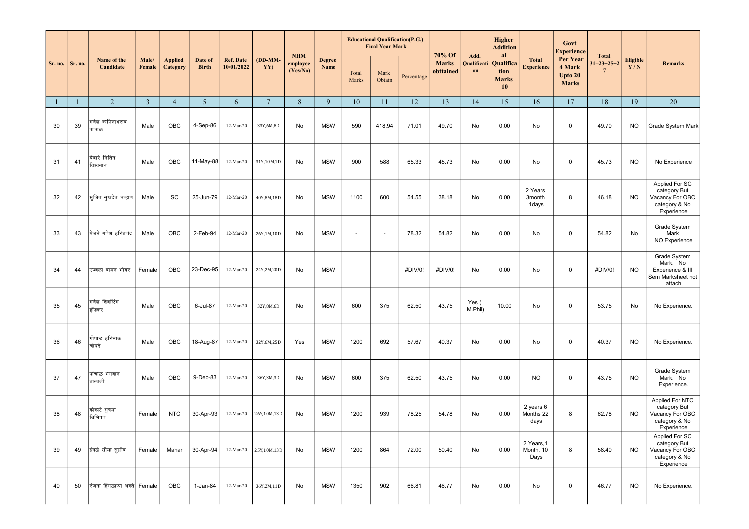| Sr. no. | Sr. no. | Name of the Candidate | Male/ Female | Applied Category | Date of Birth | Ref. Date 10/01/2022 | (DD-MM-YY) | NHM employee (Yes/No) | Degree Name | Educational Qualification(P.G.) Final Year Mark | | | 70% Of Marks obttained | Add. Qualification | Higher Additional Qualification Marks 10 | Total Experience | Govt Experience Per Year 4 Mark Upto 20 Marks | Total 31=23+25+27 | Eligible Y / N | Remarks |
|---|---|---|---|---|---|---|---|---|---|---|---|---|---|---|---|---|---|---|---|---|
| | | | | | | | | | | Total Marks | Mark Obtain | Percentage | | | | | | | | |
| 1 | 1 | 2 | 3 | 4 | 5 | 6 | 7 | 8 | 9 | 10 | 11 | 12 | 13 | 14 | 15 | 16 | 17 | 18 | 19 | 20 |
| 30 | 39 | गणेश काशिनाथराव पांचाळ | Male | OBC | 4-Sep-86 | 12-Mar-20 | 33Y,6M,8D | No | MSW | 590 | 418.94 | 71.01 | 49.70 | No | 0.00 | No | 0 | 49.70 | NO | Grade System Mark |
| 31 | 41 | चेवारे नितिन विश्वनाथ | Male | OBC | 11-May-88 | 12-Mar-20 | 31Y,10M,1D | No | MSW | 900 | 588 | 65.33 | 45.73 | No | 0.00 | No | 0 | 45.73 | NO | No Experience |
| 32 | 42 | सुजित सुखदेव चव्हाण | Male | SC | 25-Jun-79 | 12-Mar-20 | 40Y,8M,18D | No | MSW | 1100 | 600 | 54.55 | 38.18 | No | 0.00 | 2 Years 3month 1days | 8 | 46.18 | NO | Applied For SC category But Vacancy For OBC category & No Experience |
| 33 | 43 | येंजने गणेश हरिशचंद्र | Male | OBC | 2-Feb-94 | 12-Mar-20 | 26Y,1M,10D | No | MSW | - | - | 78.32 | 54.82 | No | 0.00 | No | 0 | 54.82 | No | Grade System Mark NO Experience |
| 34 | 44 | उज्वला वामन भोयर | Female | OBC | 23-Dec-95 | 12-Mar-20 | 24Y,2M,20D | No | MSW | | | #DIV/0! | #DIV/0! | No | 0.00 | No | 0 | #DIV/0! | NO | Grade System Mark. No Experience & III Sem Marksheet not attach |
| 35 | 45 | गणेश शिवलिंग होंडकर | Male | OBC | 6-Jul-87 | 12-Mar-20 | 32Y,8M,6D | No | MSW | 600 | 375 | 62.50 | 43.75 | Yes ( M.Phil) | 10.00 | No | 0 | 53.75 | No | No Experience. |
| 36 | 46 | गोपाळ हरिभाऊ चोपडे | Male | OBC | 18-Aug-87 | 12-Mar-20 | 32Y,6M,25D | Yes | MSW | 1200 | 692 | 57.67 | 40.37 | No | 0.00 | No | 0 | 40.37 | NO | No Experience. |
| 37 | 47 | पांचाळ भगवान बालाजी | Male | OBC | 9-Dec-83 | 12-Mar-20 | 36Y,3M,3D | No | MSW | 600 | 375 | 62.50 | 43.75 | No | 0.00 | NO | 0 | 43.75 | NO | Grade System Mark. No Experience. |
| 38 | 48 | कोकाटे सुषमा विभिषण | Female | NTC | 30-Apr-93 | 12-Mar-20 | 26Y,10M,13D | No | MSW | 1200 | 939 | 78.25 | 54.78 | No | 0.00 | 2 years 6 Months 22 days | 8 | 62.78 | NO | Applied For NTC category But Vacancy For OBC category & No Experience |
| 39 | 49 | इंगळे सीमा सुग्रीव | Female | Mahar | 30-Apr-94 | 12-Mar-20 | 25Y,10M,13D | No | MSW | 1200 | 864 | 72.00 | 50.40 | No | 0.00 | 2 Years,1 Month, 10 Days | 8 | 58.40 | NO | Applied For SC category But Vacancy For OBC category & No Experience |
| 40 | 50 | रंजना हिंगळाप्पा भक्ते | Female | OBC | 1-Jan-84 | 12-Mar-20 | 36Y,2M,11D | No | MSW | 1350 | 902 | 66.81 | 46.77 | No | 0.00 | No | 0 | 46.77 | NO | No Experience. |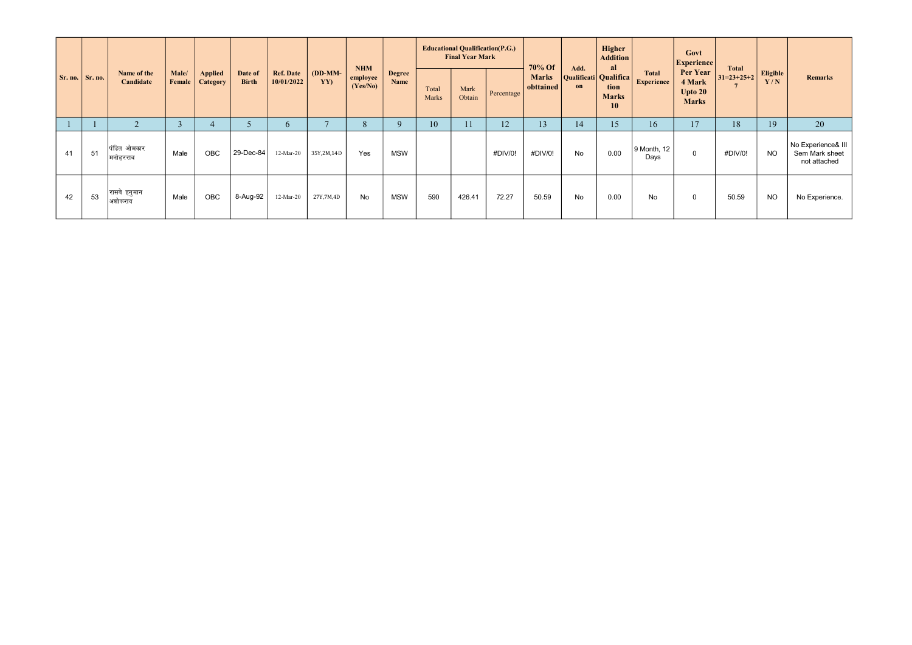| Sr. no. | Sr. no. | Name of the Candidate | Male/ Female | Applied Category | Date of Birth | Ref. Date 10/01/2022 | (DD-MM-YY) | NHM employee (Yes/No) | Degree Name | Educational Qualification(P.G.) Final Year Mark | | | 70% Of Marks obttained | Add. Qualification | Higher Additional Qualification Marks 10 | Total Experience | Govt Experience Per Year 4 Mark Upto 20 Marks | Total 31=23+25+27 | Eligible Y / N | Remarks |
|---|---|---|---|---|---|---|---|---|---|---|---|---|---|---|---|---|---|---|---|---|
| | | | | | | | | | | Total Marks | Mark Obtain | Percentage | | | | | | | | |
| 1 | 1 | 2 | 3 | 4 | 5 | 6 | 7 | 8 | 9 | 10 | 11 | 12 | 13 | 14 | 15 | 16 | 17 | 18 | 19 | 20 |
| 41 | 51 | पंडित ओमकार मनोहरराव | Male | OBC | 29-Dec-84 | 12-Mar-20 | 35Y,2M,14D | Yes | MSW | | | #DIV/0! | #DIV/0! | No | 0.00 | 9 Month, 12 Days | 0 | #DIV/0! | NO | No Experience& III Sem Mark sheet not attached |
| 42 | 53 | रासवे हनुमान अशोकराव | Male | OBC | 8-Aug-92 | 12-Mar-20 | 27Y,7M,4D | No | MSW | 590 | 426.41 | 72.27 | 50.59 | No | 0.00 | No | 0 | 50.59 | NO | No Experience. |